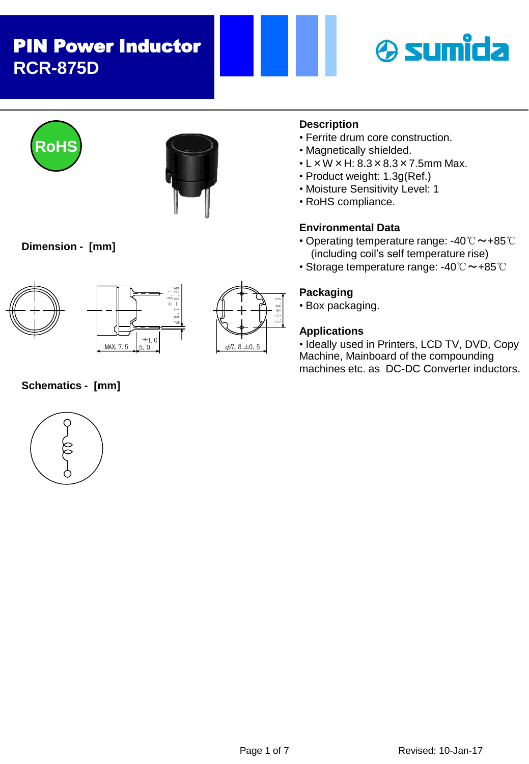# PIN Power Inductor
## RCR-875D

sumida

RoHS

### Description
- Ferrite drum core construction.
- Magnetically shielded.
- L × W × H: 8.3 × 8.3 × 7.5mm Max.
- Product weight: 1.3g(Ref.)
- Moisture Sensitivity Level: 1
- RoHS compliance.

### Environmental Data
- Operating temperature range: -40℃～+85℃ (including coil's self temperature rise)
- Storage temperature range: -40℃～+85℃

### Packaging
- Box packaging.

### Applications
- Ideally used in Printers, LCD TV, DVD, Copy Machine, Mainboard of the compounding machines etc. as DC-DC Converter inductors.

### Dimension - [mm]

MAX. 7.5 5.0 ±1.0 φ0.7 +0.1 −0.05 φ7.8 ±0.5 5.0±0.3

### Schematics - [mm]

Revised: 10-Jan-17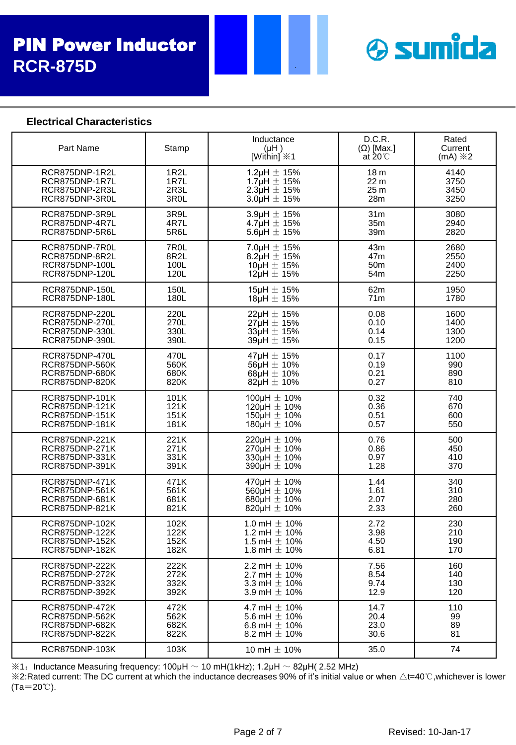# PIN Power Inductor
## RCR-875D

sumida

### Electrical Characteristics

| Part Name | Stamp | Inductance (μH ) [Within] ※1 | D.C.R. (Ω) [Max.] at 20℃ | Rated Current (mA) ※2 |
|---|---|---|---|---|
| RCR875DNP-1R2L | 1R2L | 1.2μH ± 15% | 18 m | 4140 |
| RCR875DNP-1R7L | 1R7L | 1.7μH ± 15% | 22 m | 3750 |
| RCR875DNP-2R3L | 2R3L | 2.3μH ± 15% | 25 m | 3450 |
| RCR875DNP-3R0L | 3R0L | 3.0μH ± 15% | 28m | 3250 |
| RCR875DNP-3R9L | 3R9L | 3.9μH ± 15% | 31m | 3080 |
| RCR875DNP-4R7L | 4R7L | 4.7μH ± 15% | 35m | 2940 |
| RCR875DNP-5R6L | 5R6L | 5.6μH ± 15% | 39m | 2820 |
| RCR875DNP-7R0L | 7R0L | 7.0μH ± 15% | 43m | 2680 |
| RCR875DNP-8R2L | 8R2L | 8.2μH ± 15% | 47m | 2550 |
| RCR875DNP-100L | 100L | 10μH ± 15% | 50m | 2400 |
| RCR875DNP-120L | 120L | 12μH ± 15% | 54m | 2250 |
| RCR875DNP-150L | 150L | 15μH ± 15% | 62m | 1950 |
| RCR875DNP-180L | 180L | 18μH ± 15% | 71m | 1780 |
| RCR875DNP-220L | 220L | 22μH ± 15% | 0.08 | 1600 |
| RCR875DNP-270L | 270L | 27μH ± 15% | 0.10 | 1400 |
| RCR875DNP-330L | 330L | 33μH ± 15% | 0.14 | 1300 |
| RCR875DNP-390L | 390L | 39μH ± 15% | 0.15 | 1200 |
| RCR875DNP-470L | 470L | 47μH ± 15% | 0.17 | 1100 |
| RCR875DNP-560K | 560K | 56μH ± 10% | 0.19 | 990 |
| RCR875DNP-680K | 680K | 68μH ± 10% | 0.21 | 890 |
| RCR875DNP-820K | 820K | 82μH ± 10% | 0.27 | 810 |
| RCR875DNP-101K | 101K | 100μH ± 10% | 0.32 | 740 |
| RCR875DNP-121K | 121K | 120μH ± 10% | 0.36 | 670 |
| RCR875DNP-151K | 151K | 150μH ± 10% | 0.51 | 600 |
| RCR875DNP-181K | 181K | 180μH ± 10% | 0.57 | 550 |
| RCR875DNP-221K | 221K | 220μH ± 10% | 0.76 | 500 |
| RCR875DNP-271K | 271K | 270μH ± 10% | 0.86 | 450 |
| RCR875DNP-331K | 331K | 330μH ± 10% | 0.97 | 410 |
| RCR875DNP-391K | 391K | 390μH ± 10% | 1.28 | 370 |
| RCR875DNP-471K | 471K | 470μH ± 10% | 1.44 | 340 |
| RCR875DNP-561K | 561K | 560μH ± 10% | 1.61 | 310 |
| RCR875DNP-681K | 681K | 680μH ± 10% | 2.07 | 280 |
| RCR875DNP-821K | 821K | 820μH ± 10% | 2.33 | 260 |
| RCR875DNP-102K | 102K | 1.0 mH ± 10% | 2.72 | 230 |
| RCR875DNP-122K | 122K | 1.2 mH ± 10% | 3.98 | 210 |
| RCR875DNP-152K | 152K | 1.5 mH ± 10% | 4.50 | 190 |
| RCR875DNP-182K | 182K | 1.8 mH ± 10% | 6.81 | 170 |
| RCR875DNP-222K | 222K | 2.2 mH ± 10% | 7.56 | 160 |
| RCR875DNP-272K | 272K | 2.7 mH ± 10% | 8.54 | 140 |
| RCR875DNP-332K | 332K | 3.3 mH ± 10% | 9.74 | 130 |
| RCR875DNP-392K | 392K | 3.9 mH ± 10% | 12.9 | 120 |
| RCR875DNP-472K | 472K | 4.7 mH ± 10% | 14.7 | 110 |
| RCR875DNP-562K | 562K | 5.6 mH ± 10% | 20.4 | 99 |
| RCR875DNP-682K | 682K | 6.8 mH ± 10% | 23.0 | 89 |
| RCR875DNP-822K | 822K | 8.2 mH ± 10% | 30.6 | 81 |
| RCR875DNP-103K | 103K | 10 mH ± 10% | 35.0 | 74 |

※1：Inductance Measuring frequency: 100μH ~ 10 mH(1kHz); 1.2μH ~ 82μH( 2.52 MHz)

※2:Rated current: The DC current at which the inductance decreases 90% of it's initial value or when △t=40℃,whichever is lower (Ta=20℃).

Revised: 10-Jan-17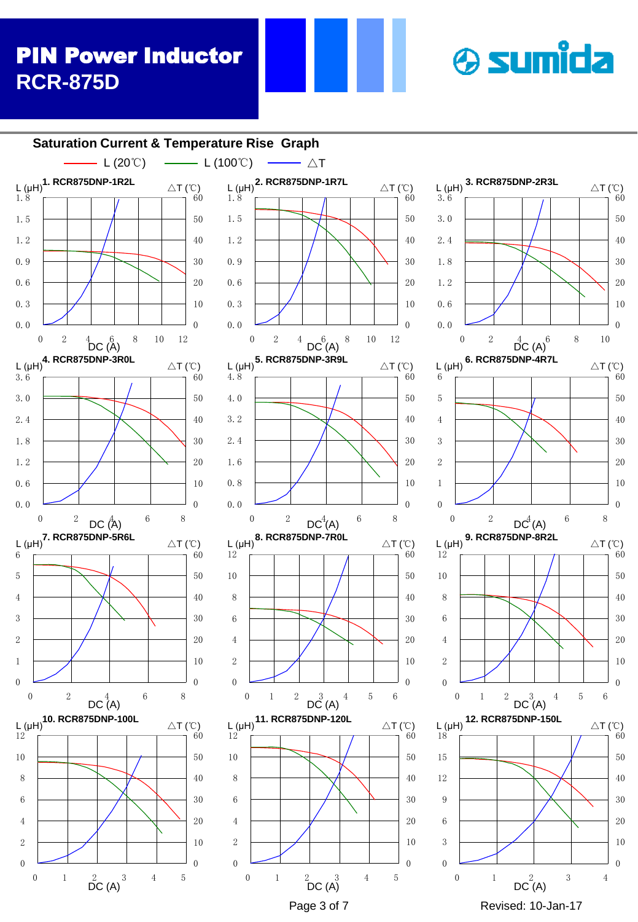# PIN Power Inductor
## RCR-875D

## Saturation Current & Temperature Rise Graph

L (20℃) — L (100℃) — △T

**1. RCR875DNP-1R2L**
L (μH): 0.0, 0.3, 0.6, 0.9, 1.2, 1.5, 1.8
△T (℃): 0, 10, 20, 30, 40, 50, 60
DC (A): 0, 2, 4, 6, 8, 10, 12

**2. RCR875DNP-1R7L**
L (μH): 0.0, 0.3, 0.6, 0.9, 1.2, 1.5, 1.8
△T (℃): 0, 10, 20, 30, 40, 50, 60
DC (A): 0, 2, 4, 6, 8, 10, 12

**3. RCR875DNP-2R3L**
L (μH): 0.0, 0.6, 1.2, 1.8, 2.4, 3.0, 3.6
△T (℃): 0, 10, 20, 30, 40, 50, 60
DC (A): 0, 2, 4, 6, 8, 10

**4. RCR875DNP-3R0L**
L (μH): 0.0, 0.6, 1.2, 1.8, 2.4, 3.0, 3.6
△T (℃): 0, 10, 20, 30, 40, 50, 60
DC (A): 0, 2, 4, 6, 8

**5. RCR875DNP-3R9L**
L (μH): 0.0, 0.8, 1.6, 2.4, 3.2, 4.0, 4.8
△T (℃): 0, 10, 20, 30, 40, 50, 60
DC (A): 0, 2, 4, 6, 8

**6. RCR875DNP-4R7L**
L (μH): 0, 1, 2, 3, 4, 5, 6
△T (℃): 0, 10, 20, 30, 40, 50, 60
DC (A): 0, 2, 4, 6, 8

**7. RCR875DNP-5R6L**
L (μH): 0, 1, 2, 3, 4, 5, 6
△T (℃): 0, 10, 20, 30, 40, 50, 60
DC (A): 0, 2, 4, 6, 8

**8. RCR875DNP-7R0L**
L (μH): 0, 2, 4, 6, 8, 10, 12
△T (℃): 0, 10, 20, 30, 40, 50, 60
DC (A): 0, 1, 2, 3, 4, 5, 6

**9. RCR875DNP-8R2L**
L (μH): 0, 2, 4, 6, 8, 10, 12
△T (℃): 0, 10, 20, 30, 40, 50, 60
DC (A): 0, 1, 2, 3, 4, 5, 6

**10. RCR875DNP-100L**
L (μH): 0, 2, 4, 6, 8, 10, 12
△T (℃): 0, 10, 20, 30, 40, 50, 60
DC (A): 0, 1, 2, 3, 4, 5

**11. RCR875DNP-120L**
L (μH): 0, 2, 4, 6, 8, 10, 12
△T (℃): 0, 10, 20, 30, 40, 50, 60
DC (A): 0, 1, 2, 3, 4, 5

**12. RCR875DNP-150L**
L (μH): 0, 3, 6, 9, 12, 15, 18
△T (℃): 0, 10, 20, 30, 40, 50, 60
DC (A): 0, 1, 2, 3, 4

Revised: 10-Jan-17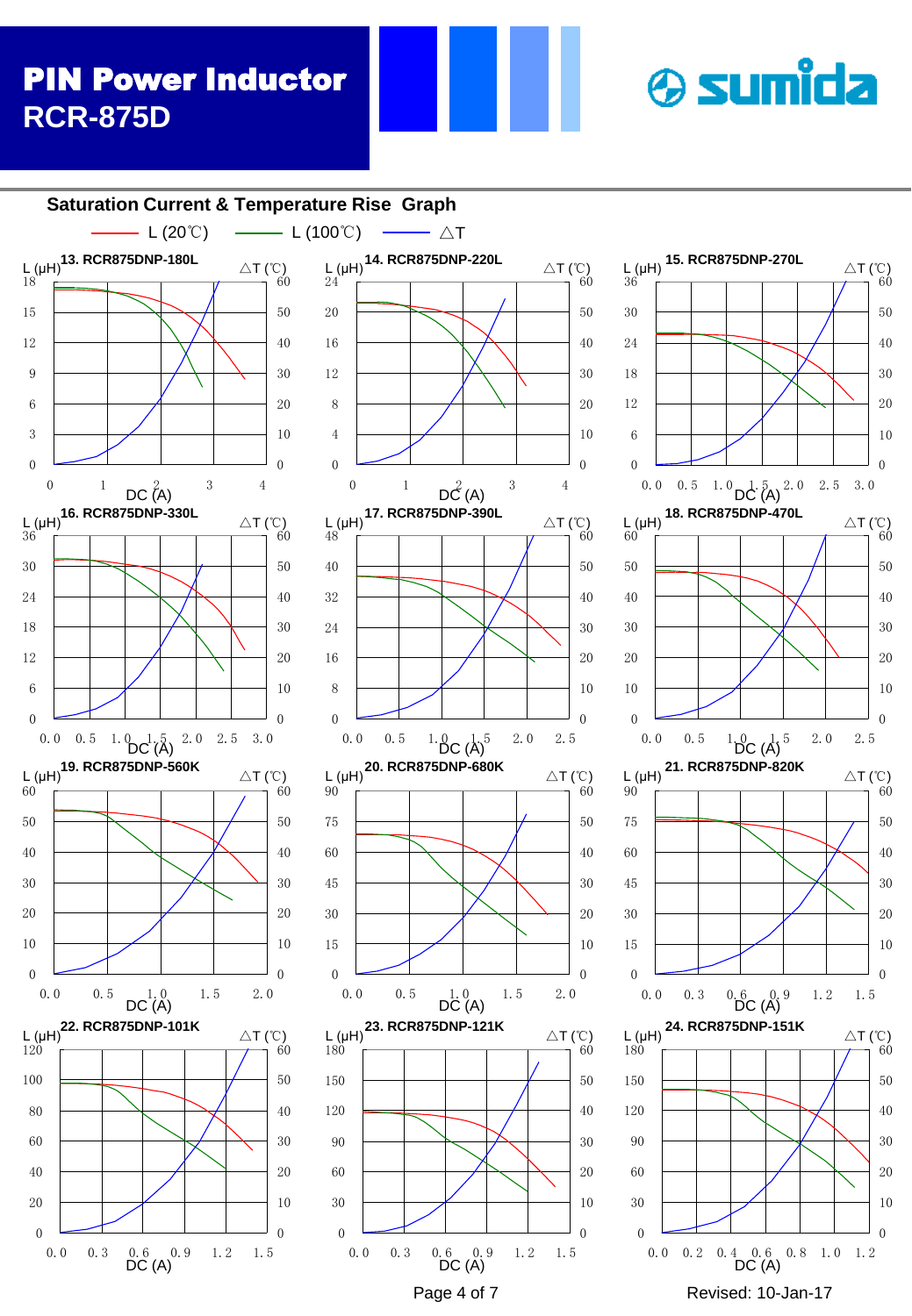# PIN Power Inductor
## RCR-875D

### Saturation Current & Temperature Rise Graph

L (20℃) — L (100℃) — △T

**13. RCR875DNP-180L**

L (μH): 0, 3, 6, 9, 12, 15, 18 — △T (℃): 0, 10, 20, 30, 40, 50, 60 — DC (A): 0, 1, 2, 3, 4

**14. RCR875DNP-220L**

L (μH): 0, 4, 8, 12, 16, 20, 24 — △T (℃): 0, 10, 20, 30, 40, 50, 60 — DC (A): 0, 1, 2, 3, 4

**15. RCR875DNP-270L**

L (μH): 0, 6, 12, 18, 24, 30, 36 — △T (℃): 0, 10, 20, 30, 40, 50, 60 — DC (A): 0.0, 0.5, 1.0, 1.5, 2.0, 2.5, 3.0

**16. RCR875DNP-330L**

L (μH): 0, 6, 12, 18, 24, 30, 36 — △T (℃): 0, 10, 20, 30, 40, 50, 60 — DC (A): 0.0, 0.5, 1.0, 1.5, 2.0, 2.5, 3.0

**17. RCR875DNP-390L**

L (μH): 0, 8, 16, 24, 32, 40, 48 — △T (℃): 0, 10, 20, 30, 40, 50, 60 — DC (A): 0.0, 0.5, 1.0, 1.5, 2.0, 2.5

**18. RCR875DNP-470L**

L (μH): 0, 10, 20, 30, 40, 50, 60 — △T (℃): 0, 10, 20, 30, 40, 50, 60 — DC (A): 0.0, 0.5, 1.0, 1.5, 2.0, 2.5

**19. RCR875DNP-560K**

L (μH): 0, 10, 20, 30, 40, 50, 60 — △T (℃): 0, 10, 20, 30, 40, 50, 60 — DC (A): 0.0, 0.5, 1.0, 1.5, 2.0

**20. RCR875DNP-680K**

L (μH): 0, 15, 30, 45, 60, 75, 90 — △T (℃): 0, 10, 20, 30, 40, 50, 60 — DC (A): 0.0, 0.5, 1.0, 1.5, 2.0

**21. RCR875DNP-820K**

L (μH): 0, 15, 30, 45, 60, 75, 90 — △T (℃): 0, 10, 20, 30, 40, 50, 60 — DC (A): 0.0, 0.3, 0.6, 0.9, 1.2, 1.5

**22. RCR875DNP-101K**

L (μH): 0, 20, 40, 60, 80, 100, 120 — △T (℃): 0, 10, 20, 30, 40, 50, 60 — DC (A): 0.0, 0.3, 0.6, 0.9, 1.2, 1.5

**23. RCR875DNP-121K**

L (μH): 0, 30, 60, 90, 120, 150, 180 — △T (℃): 0, 10, 20, 30, 40, 50, 60 — DC (A): 0.0, 0.3, 0.6, 0.9, 1.2, 1.5

**24. RCR875DNP-151K**

L (μH): 0, 30, 60, 90, 120, 150, 180 — △T (℃): 0, 10, 20, 30, 40, 50, 60 — DC (A): 0.0, 0.2, 0.4, 0.6, 0.8, 1.0, 1.2

Revised: 10-Jan-17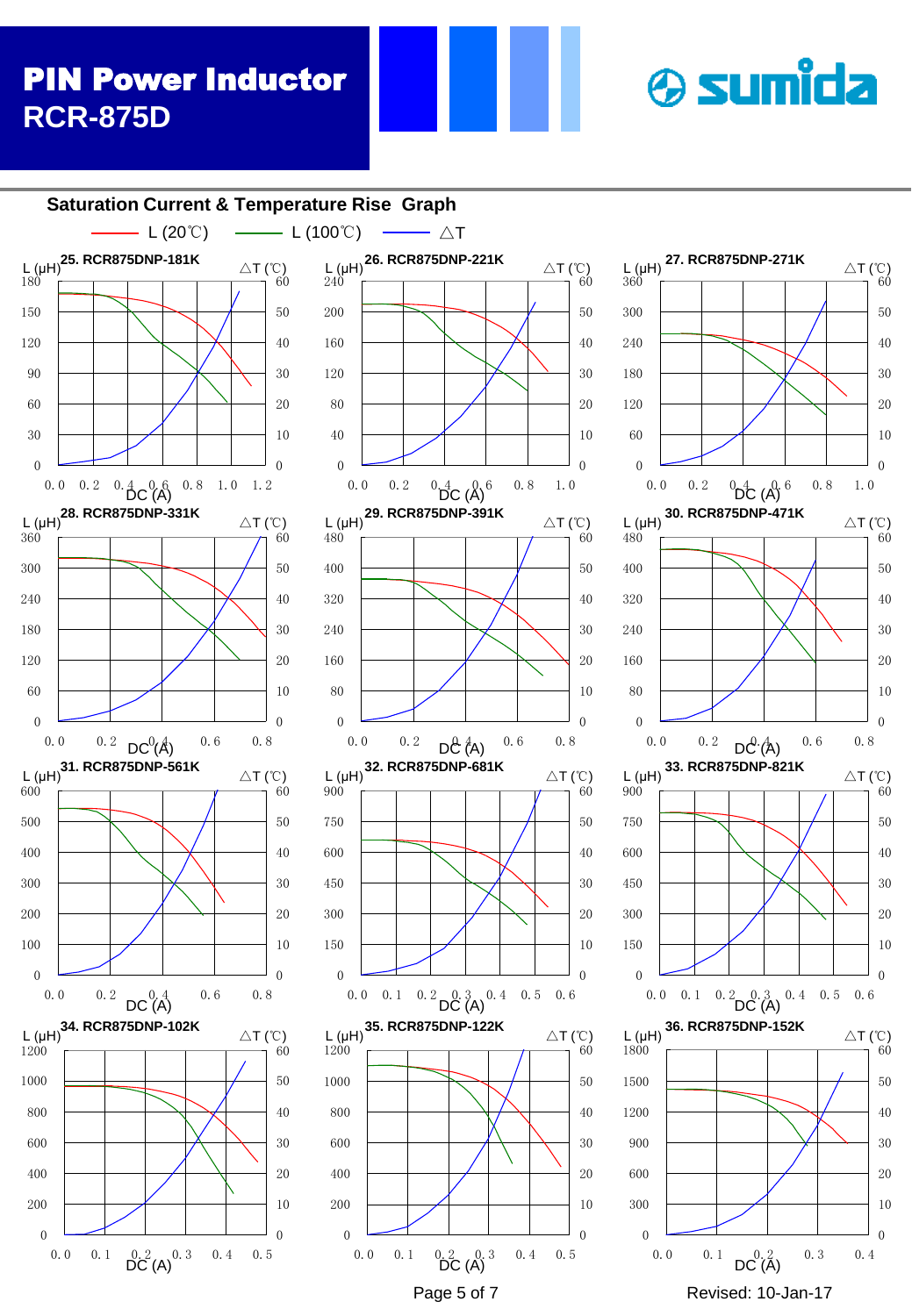# PIN Power Inductor
# RCR-875D

## Saturation Current & Temperature Rise Graph

L (20℃) — L (100℃) — △T

**25. RCR875DNP-181K**

**26. RCR875DNP-221K**

**27. RCR875DNP-271K**

**28. RCR875DNP-331K**

**29. RCR875DNP-391K**

**30. RCR875DNP-471K**

**31. RCR875DNP-561K**

**32. RCR875DNP-681K**

**33. RCR875DNP-821K**

**34. RCR875DNP-102K**

**35. RCR875DNP-122K**

**36. RCR875DNP-152K**

Revised: 10-Jan-17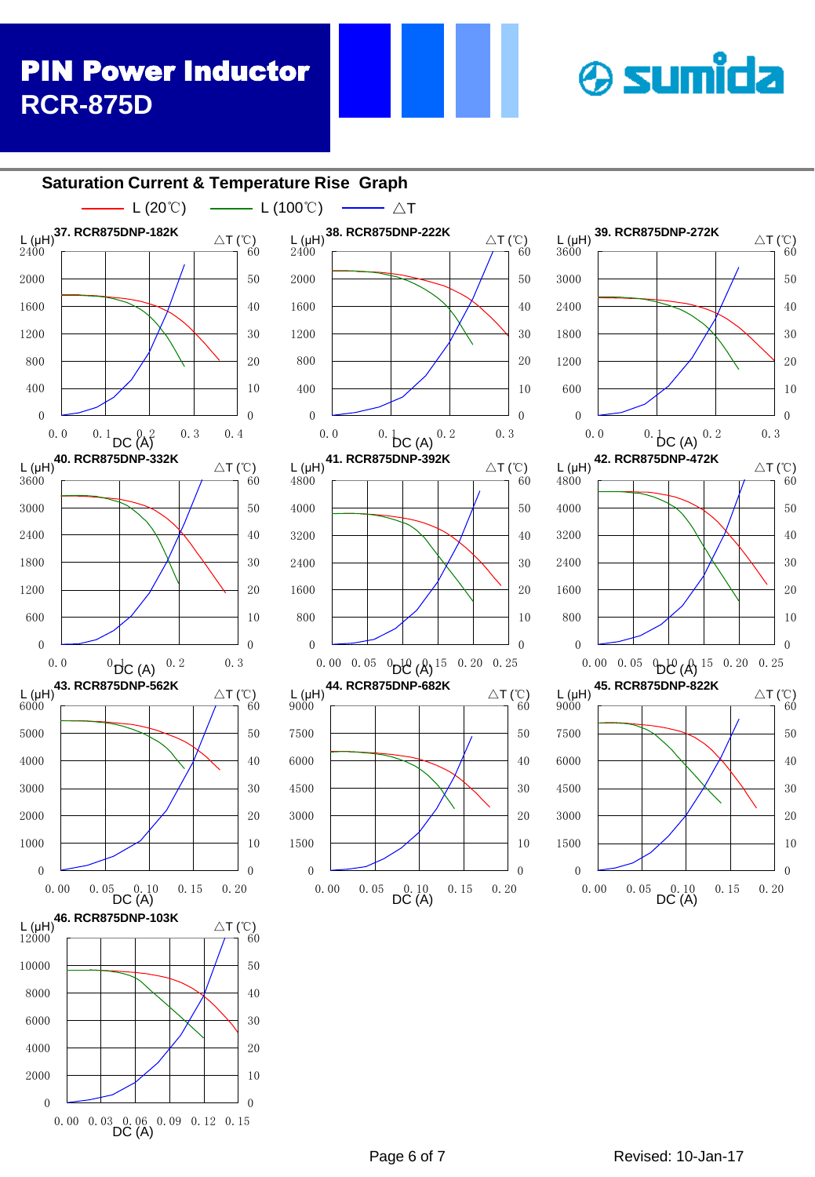# PIN Power Inductor
## RCR-875D

### Saturation Current & Temperature Rise Graph

L (20℃) — L (100℃) — △T

**37. RCR875DNP-182K**
L (μH): 0, 400, 800, 1200, 1600, 2000, 2400
△T (℃): 0, 10, 20, 30, 40, 50, 60
DC (A): 0.0, 0.1, 0.2, 0.3, 0.4

**38. RCR875DNP-222K**
L (μH): 0, 400, 800, 1200, 1600, 2000, 2400
△T (℃): 0, 10, 20, 30, 40, 50, 60
DC (A): 0.0, 0.1, 0.2, 0.3

**39. RCR875DNP-272K**
L (μH): 0, 600, 1200, 1800, 2400, 3000, 3600
△T (℃): 0, 10, 20, 30, 40, 50, 60
DC (A): 0.0, 0.1, 0.2, 0.3

**40. RCR875DNP-332K**
L (μH): 0, 600, 1200, 1800, 2400, 3000, 3600
△T (℃): 0, 10, 20, 30, 40, 50, 60
DC (A): 0.0, 0.1, 0.2, 0.3

**41. RCR875DNP-392K**
L (μH): 0, 800, 1600, 2400, 3200, 4000, 4800
△T (℃): 0, 10, 20, 30, 40, 50, 60
DC (A): 0.00, 0.05, 0.10, 0.15, 0.20, 0.25

**42. RCR875DNP-472K**
L (μH): 0, 800, 1600, 2400, 3200, 4000, 4800
△T (℃): 0, 10, 20, 30, 40, 50, 60
DC (A): 0.00, 0.05, 0.10, 0.15, 0.20, 0.25

**43. RCR875DNP-562K**
L (μH): 0, 1000, 2000, 3000, 4000, 5000, 6000
△T (℃): 0, 10, 20, 30, 40, 50, 60
DC (A): 0.00, 0.05, 0.10, 0.15, 0.20

**44. RCR875DNP-682K**
L (μH): 0, 1500, 3000, 4500, 6000, 7500, 9000
△T (℃): 0, 10, 20, 30, 40, 50, 60
DC (A): 0.00, 0.05, 0.10, 0.15, 0.20

**45. RCR875DNP-822K**
L (μH): 0, 1500, 3000, 4500, 6000, 7500, 9000
△T (℃): 0, 10, 20, 30, 40, 50, 60
DC (A): 0.00, 0.05, 0.10, 0.15, 0.20

**46. RCR875DNP-103K**
L (μH): 0, 2000, 4000, 6000, 8000, 10000, 12000
△T (℃): 0, 10, 20, 30, 40, 50, 60
DC (A): 0.00, 0.03, 0.06, 0.09, 0.12, 0.15

Revised: 10-Jan-17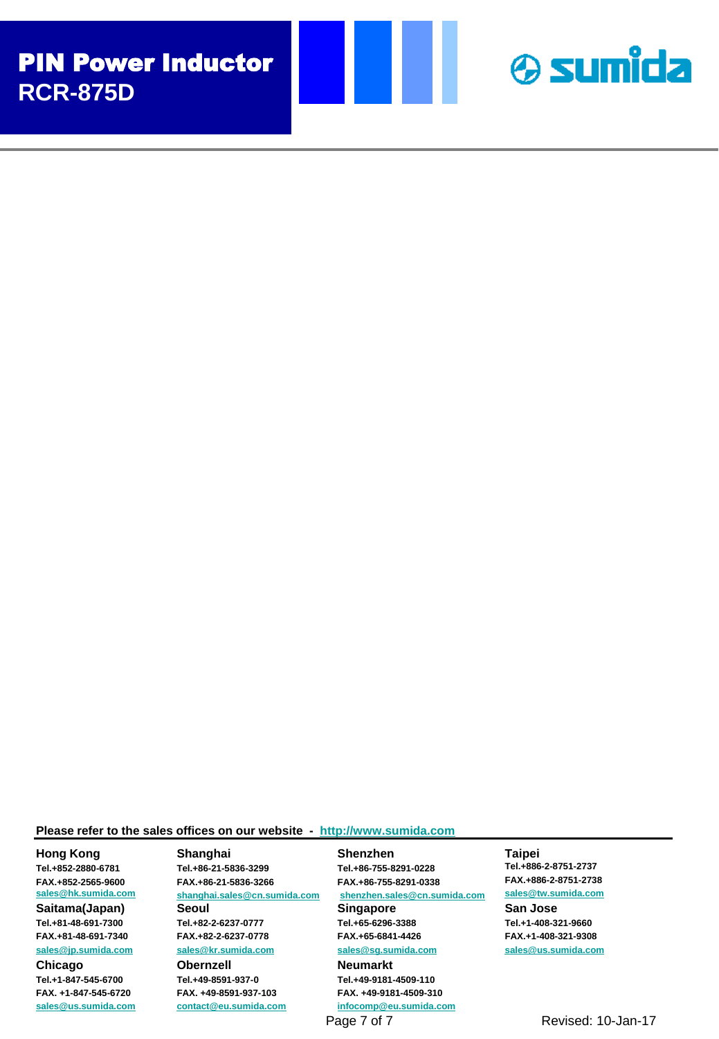**Please refer to the sales offices on our website - http://www.sumida.com**

| | | | |
|---|---|---|---|
| **Hong Kong** | **Shanghai** | **Shenzhen** | **Taipei** |
| Tel.+852-2880-6781 | Tel.+86-21-5836-3299 | Tel.+86-755-8291-0228 | Tel.+886-2-8751-2737 |
| FAX.+852-2565-9600 | FAX.+86-21-5836-3266 | FAX.+86-755-8291-0338 | FAX.+886-2-8751-2738 |
| sales@hk.sumida.com | shanghai.sales@cn.sumida.com | shenzhen.sales@cn.sumida.com | sales@tw.sumida.com |
| **Saitama(Japan)** | **Seoul** | **Singapore** | **San Jose** |
| Tel.+81-48-691-7300 | Tel.+82-2-6237-0777 | Tel.+65-6296-3388 | Tel.+1-408-321-9660 |
| FAX.+81-48-691-7340 | FAX.+82-2-6237-0778 | FAX.+65-6841-4426 | FAX.+1-408-321-9308 |
| sales@jp.sumida.com | sales@kr.sumida.com | sales@sg.sumida.com | sales@us.sumida.com |
| **Chicago** | **Obernzell** | **Neumarkt** | |
| Tel.+1-847-545-6700 | Tel.+49-8591-937-0 | Tel.+49-9181-4509-110 | |
| FAX. +1-847-545-6720 | FAX. +49-8591-937-103 | FAX. +49-9181-4509-310 | |
| sales@us.sumida.com | contact@eu.sumida.com | infocomp@eu.sumida.com | |

Revised: 10-Jan-17